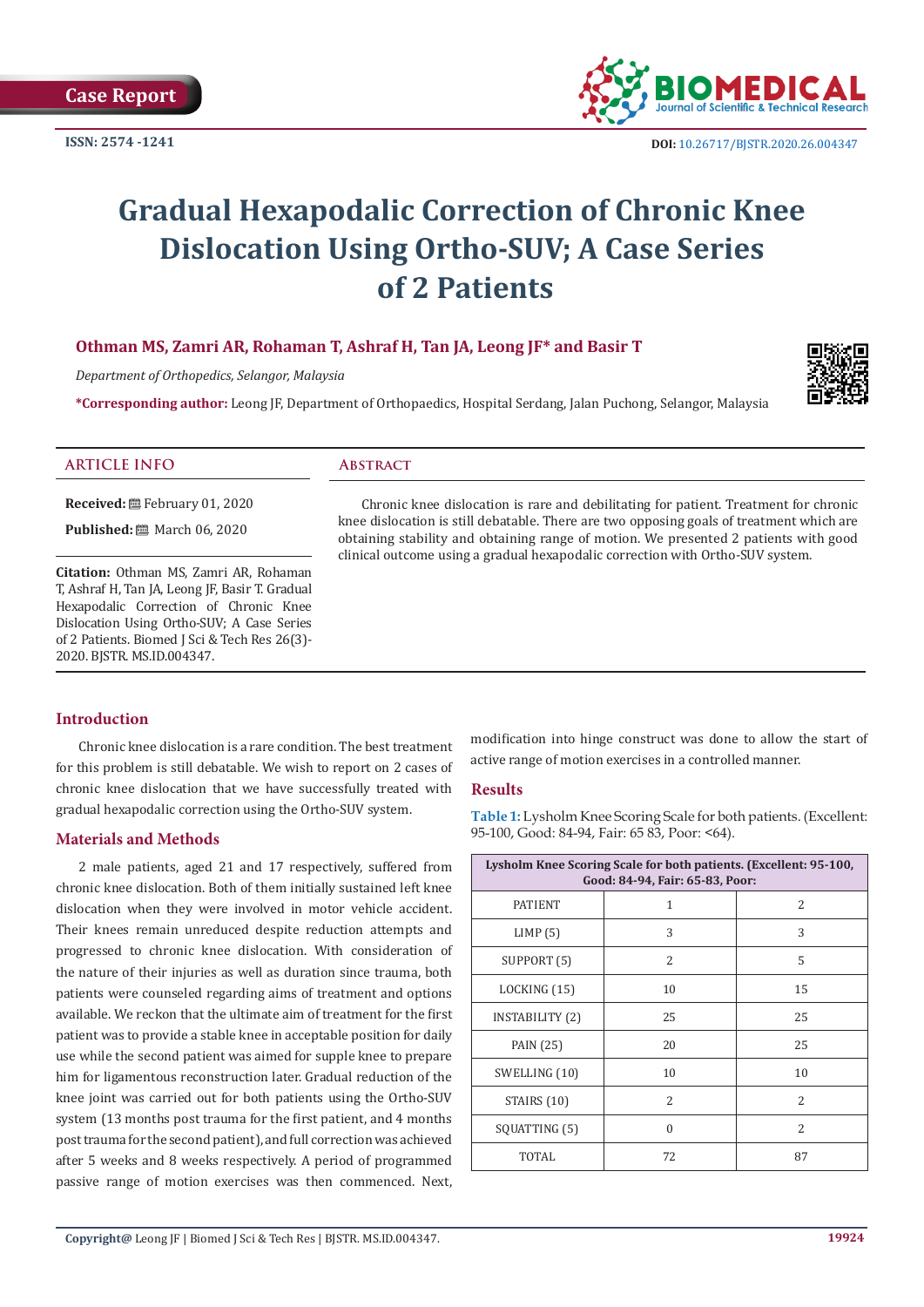Case Report

ISSN: 2574 -1241

DOI: 10.26717/BJSTR.2020.26.004347

# Gradual Hexapodalic Correction of Chronic Knee Dislocation Using Ortho-SUV; A Case Series of 2 Patients

**Othman MS, Zamri AR, Rohaman T, Ashraf H, Tan JA, Leong JF* and Basir T**

*Department of Orthopedics, Selangor, Malaysia*

***Corresponding author:** Leong JF, Department of Orthopaedics, Hospital Serdang, Jalan Puchong, Selangor, Malaysia

## ARTICLE INFO

**Received:** February 01, 2020

**Published:** March 06, 2020

**Citation:** Othman MS, Zamri AR, Rohaman T, Ashraf H, Tan JA, Leong JF, Basir T. Gradual Hexapodalic Correction of Chronic Knee Dislocation Using Ortho-SUV; A Case Series of 2 Patients. Biomed J Sci & Tech Res 26(3)-2020. BJSTR. MS.ID.004347.

## Abstract

Chronic knee dislocation is rare and debilitating for patient. Treatment for chronic knee dislocation is still debatable. There are two opposing goals of treatment which are obtaining stability and obtaining range of motion. We presented 2 patients with good clinical outcome using a gradual hexapodalic correction with Ortho-SUV system.

## Introduction

Chronic knee dislocation is a rare condition. The best treatment for this problem is still debatable. We wish to report on 2 cases of chronic knee dislocation that we have successfully treated with gradual hexapodalic correction using the Ortho-SUV system.

## Materials and Methods

2 male patients, aged 21 and 17 respectively, suffered from chronic knee dislocation. Both of them initially sustained left knee dislocation when they were involved in motor vehicle accident. Their knees remain unreduced despite reduction attempts and progressed to chronic knee dislocation. With consideration of the nature of their injuries as well as duration since trauma, both patients were counseled regarding aims of treatment and options available. We reckon that the ultimate aim of treatment for the first patient was to provide a stable knee in acceptable position for daily use while the second patient was aimed for supple knee to prepare him for ligamentous reconstruction later. Gradual reduction of the knee joint was carried out for both patients using the Ortho-SUV system (13 months post trauma for the first patient, and 4 months post trauma for the second patient), and full correction was achieved after 5 weeks and 8 weeks respectively. A period of programmed passive range of motion exercises was then commenced. Next, modification into hinge construct was done to allow the start of active range of motion exercises in a controlled manner.

## Results

**Table 1:** Lysholm Knee Scoring Scale for both patients. (Excellent: 95-100, Good: 84-94, Fair: 65 83, Poor: <64).

| Lysholm Knee Scoring Scale for both patients. (Excellent: 95-100, Good: 84-94, Fair: 65-83, Poor: | | |
|---|---|---|
| PATIENT | 1 | 2 |
| LIMP (5) | 3 | 3 |
| SUPPORT (5) | 2 | 5 |
| LOCKING (15) | 10 | 15 |
| INSTABILITY (2) | 25 | 25 |
| PAIN (25) | 20 | 25 |
| SWELLING (10) | 10 | 10 |
| STAIRS (10) | 2 | 2 |
| SQUATTING (5) | 0 | 2 |
| TOTAL | 72 | 87 |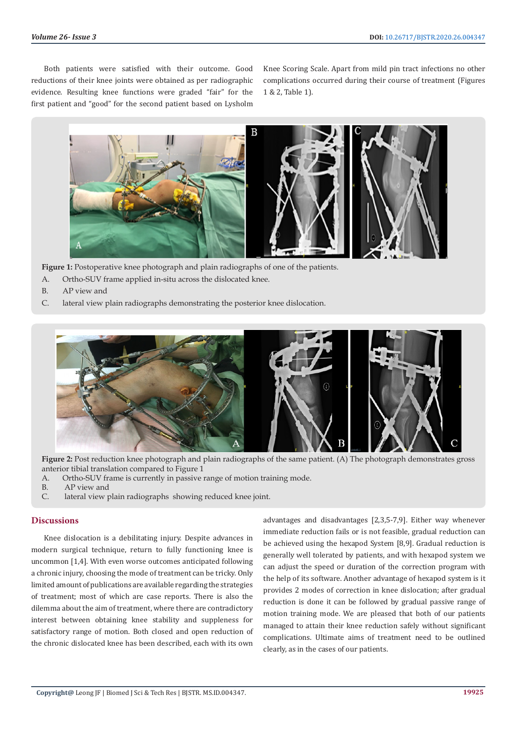Both patients were satisfied with their outcome. Good reductions of their knee joints were obtained as per radiographic evidence. Resulting knee functions were graded "fair" for the first patient and "good" for the second patient based on Lysholm Knee Scoring Scale. Apart from mild pin tract infections no other complications occurred during their course of treatment (Figures 1 & 2, Table 1).

**Figure 1:** Postoperative knee photograph and plain radiographs of one of the patients.

A. Ortho-SUV frame applied in-situ across the dislocated knee.
B. AP view and
C. lateral view plain radiographs demonstrating the posterior knee dislocation.

**Figure 2:** Post reduction knee photograph and plain radiographs of the same patient. (A) The photograph demonstrates gross anterior tibial translation compared to Figure 1

A. Ortho-SUV frame is currently in passive range of motion training mode.
B. AP view and
C. lateral view plain radiographs showing reduced knee joint.

## Discussions

Knee dislocation is a debilitating injury. Despite advances in modern surgical technique, return to fully functioning knee is uncommon [1,4]. With even worse outcomes anticipated following a chronic injury, choosing the mode of treatment can be tricky. Only limited amount of publications are available regarding the strategies of treatment; most of which are case reports. There is also the dilemma about the aim of treatment, where there are contradictory interest between obtaining knee stability and suppleness for satisfactory range of motion. Both closed and open reduction of the chronic dislocated knee has been described, each with its own advantages and disadvantages [2,3,5-7,9]. Either way whenever immediate reduction fails or is not feasible, gradual reduction can be achieved using the hexapod System [8,9]. Gradual reduction is generally well tolerated by patients, and with hexapod system we can adjust the speed or duration of the correction program with the help of its software. Another advantage of hexapod system is it provides 2 modes of correction in knee dislocation; after gradual reduction is done it can be followed by gradual passive range of motion training mode. We are pleased that both of our patients managed to attain their knee reduction safely without significant complications. Ultimate aims of treatment need to be outlined clearly, as in the cases of our patients.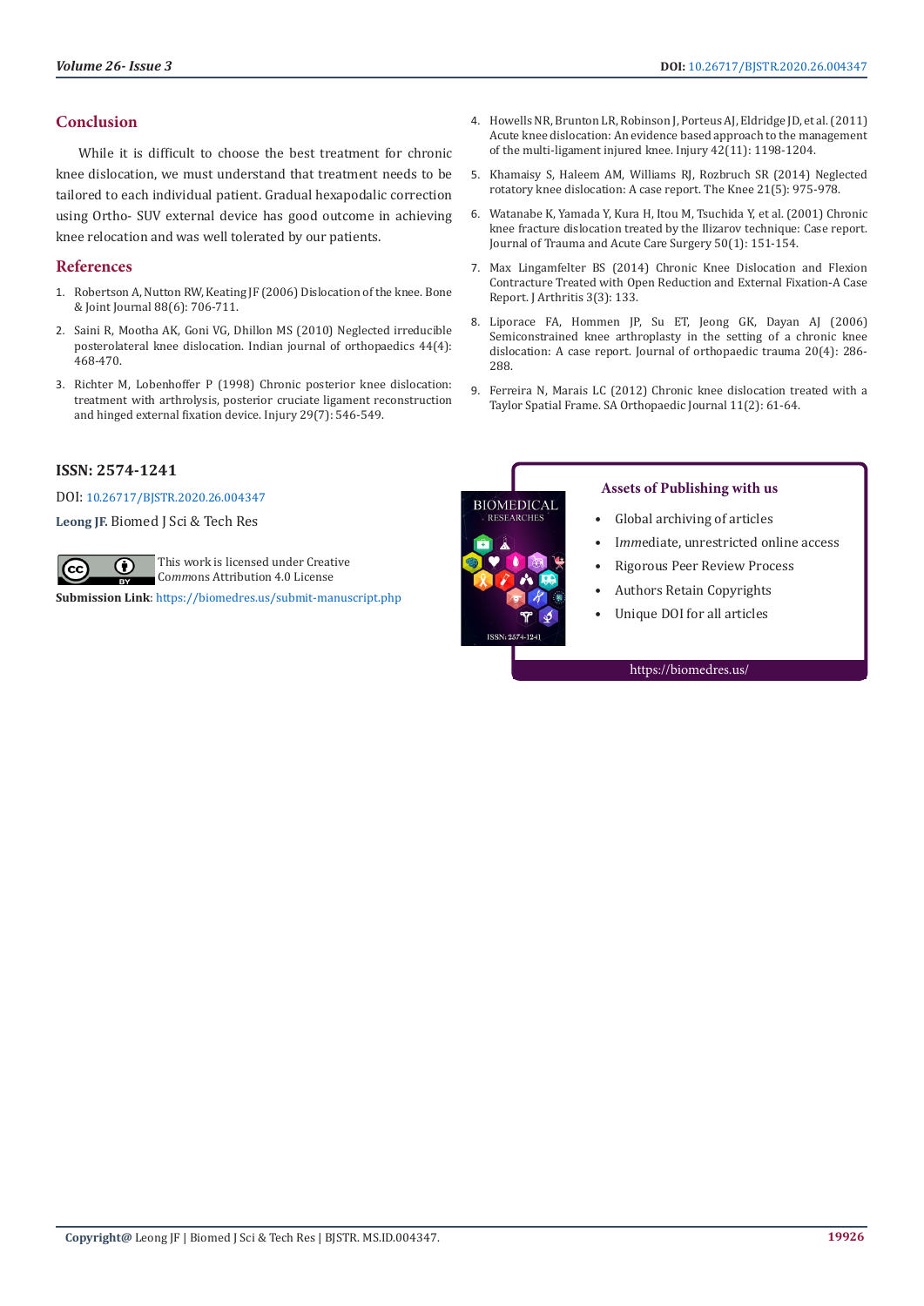## Conclusion

While it is difficult to choose the best treatment for chronic knee dislocation, we must understand that treatment needs to be tailored to each individual patient. Gradual hexapodalic correction using Ortho- SUV external device has good outcome in achieving knee relocation and was well tolerated by our patients.

## References

1. Robertson A, Nutton RW, Keating JF (2006) Dislocation of the knee. Bone & Joint Journal 88(6): 706-711.
2. Saini R, Mootha AK, Goni VG, Dhillon MS (2010) Neglected irreducible posterolateral knee dislocation. Indian journal of orthopaedics 44(4): 468-470.
3. Richter M, Lobenhoffer P (1998) Chronic posterior knee dislocation: treatment with arthrolysis, posterior cruciate ligament reconstruction and hinged external fixation device. Injury 29(7): 546-549.
4. Howells NR, Brunton LR, Robinson J, Porteus AJ, Eldridge JD, et al. (2011) Acute knee dislocation: An evidence based approach to the management of the multi-ligament injured knee. Injury 42(11): 1198-1204.
5. Khamaisy S, Haleem AM, Williams RJ, Rozbruch SR (2014) Neglected rotatory knee dislocation: A case report. The Knee 21(5): 975-978.
6. Watanabe K, Yamada Y, Kura H, Itou M, Tsuchida Y, et al. (2001) Chronic knee fracture dislocation treated by the Ilizarov technique: Case report. Journal of Trauma and Acute Care Surgery 50(1): 151-154.
7. Max Lingamfelter BS (2014) Chronic Knee Dislocation and Flexion Contracture Treated with Open Reduction and External Fixation-A Case Report. J Arthritis 3(3): 133.
8. Liporace FA, Hommen JP, Su ET, Jeong GK, Dayan AJ (2006) Semiconstrained knee arthroplasty in the setting of a chronic knee dislocation: A case report. Journal of orthopaedic trauma 20(4): 286-288.
9. Ferreira N, Marais LC (2012) Chronic knee dislocation treated with a Taylor Spatial Frame. SA Orthopaedic Journal 11(2): 61-64.

**ISSN: 2574-1241**

DOI: 10.26717/BJSTR.2020.26.004347

**Leong JF.** Biomed J Sci & Tech Res

This work is licensed under Creative Commons Attribution 4.0 License

**Submission Link**: https://biomedres.us/submit-manuscript.php

**Assets of Publishing with us**

- Global archiving of articles
- Immediate, unrestricted online access
- Rigorous Peer Review Process
- Authors Retain Copyrights
- Unique DOI for all articles

https://biomedres.us/